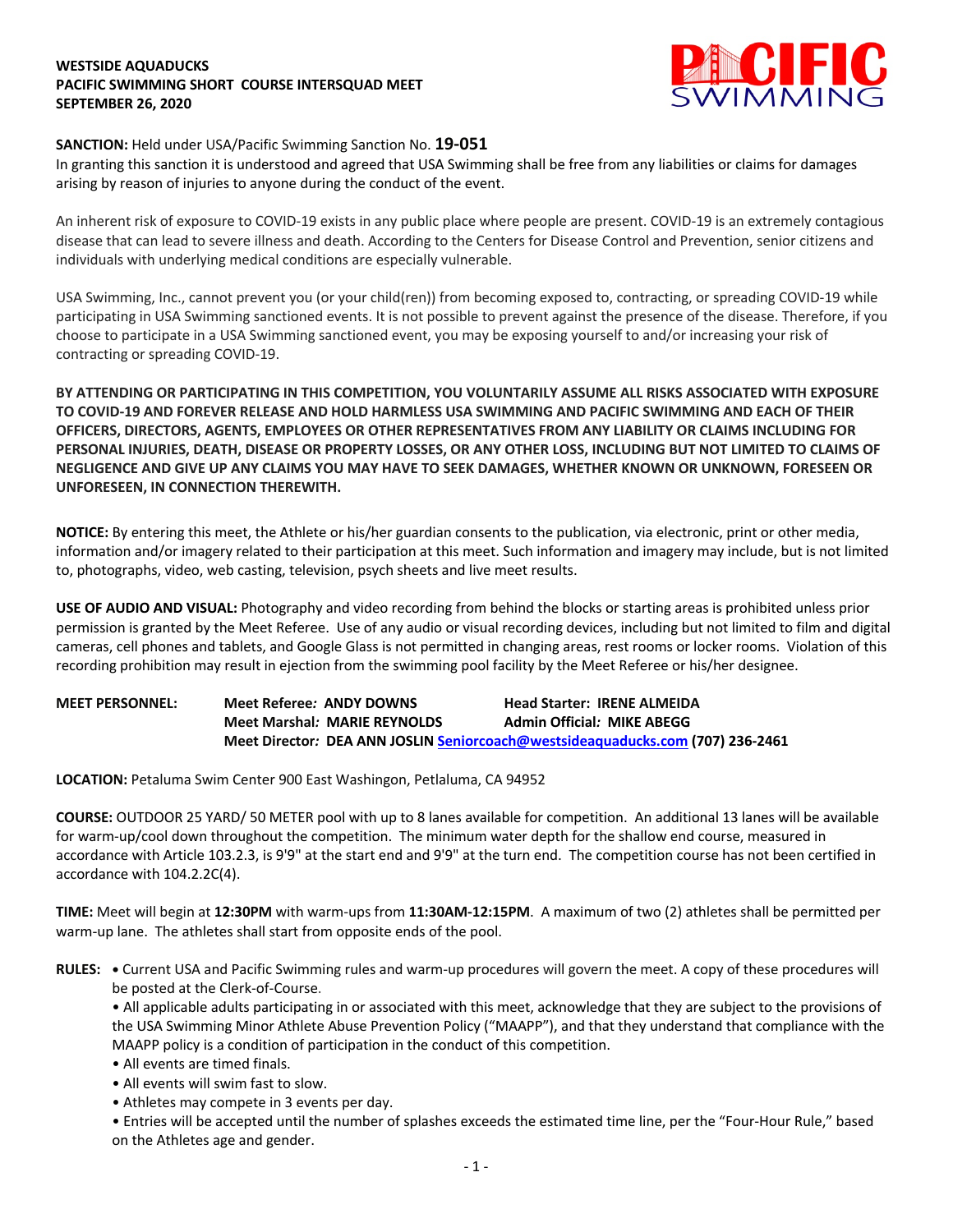**WESTSIDE AQUADUCKS**
**PACIFIC SWIMMING SHORT COURSE INTERSQUAD MEET**
**SEPTEMBER 26, 2020**

PACIFIC SWIMMING

**SANCTION:** Held under USA/Pacific Swimming Sanction No. **19-051**
In granting this sanction it is understood and agreed that USA Swimming shall be free from any liabilities or claims for damages arising by reason of injuries to anyone during the conduct of the event.

An inherent risk of exposure to COVID-19 exists in any public place where people are present. COVID-19 is an extremely contagious disease that can lead to severe illness and death. According to the Centers for Disease Control and Prevention, senior citizens and individuals with underlying medical conditions are especially vulnerable.

USA Swimming, Inc., cannot prevent you (or your child(ren)) from becoming exposed to, contracting, or spreading COVID-19 while participating in USA Swimming sanctioned events. It is not possible to prevent against the presence of the disease. Therefore, if you choose to participate in a USA Swimming sanctioned event, you may be exposing yourself to and/or increasing your risk of contracting or spreading COVID-19.

**BY ATTENDING OR PARTICIPATING IN THIS COMPETITION, YOU VOLUNTARILY ASSUME ALL RISKS ASSOCIATED WITH EXPOSURE TO COVID-19 AND FOREVER RELEASE AND HOLD HARMLESS USA SWIMMING AND PACIFIC SWIMMING AND EACH OF THEIR OFFICERS, DIRECTORS, AGENTS, EMPLOYEES OR OTHER REPRESENTATIVES FROM ANY LIABILITY OR CLAIMS INCLUDING FOR PERSONAL INJURIES, DEATH, DISEASE OR PROPERTY LOSSES, OR ANY OTHER LOSS, INCLUDING BUT NOT LIMITED TO CLAIMS OF NEGLIGENCE AND GIVE UP ANY CLAIMS YOU MAY HAVE TO SEEK DAMAGES, WHETHER KNOWN OR UNKNOWN, FORESEEN OR UNFORESEEN, IN CONNECTION THEREWITH.**

**NOTICE:** By entering this meet, the Athlete or his/her guardian consents to the publication, via electronic, print or other media, information and/or imagery related to their participation at this meet. Such information and imagery may include, but is not limited to, photographs, video, web casting, television, psych sheets and live meet results.

**USE OF AUDIO AND VISUAL:** Photography and video recording from behind the blocks or starting areas is prohibited unless prior permission is granted by the Meet Referee. Use of any audio or visual recording devices, including but not limited to film and digital cameras, cell phones and tablets, and Google Glass is not permitted in changing areas, rest rooms or locker rooms. Violation of this recording prohibition may result in ejection from the swimming pool facility by the Meet Referee or his/her designee.

**MEET PERSONNEL:**
**Meet Referee*: ANDY DOWNS*** — **Head Starter: IRENE ALMEIDA**
**Meet Marshal*: MARIE REYNOLDS*** — **Admin Official*: MIKE ABEGG***
**Meet Director*: DEA ANN JOSLIN* Seniorcoach@westsideaquaducks.com (707) 236-2461**

**LOCATION:** Petaluma Swim Center 900 East Washington, Petlaluma, CA 94952

**COURSE:** OUTDOOR 25 YARD/ 50 METER pool with up to 8 lanes available for competition. An additional 13 lanes will be available for warm-up/cool down throughout the competition. The minimum water depth for the shallow end course, measured in accordance with Article 103.2.3, is 9'9" at the start end and 9'9" at the turn end. The competition course has not been certified in accordance with 104.2.2C(4).

**TIME:** Meet will begin at **12:30PM** with warm-ups from **11:30AM-12:15PM**. A maximum of two (2) athletes shall be permitted per warm-up lane. The athletes shall start from opposite ends of the pool.

**RULES:**
- Current USA and Pacific Swimming rules and warm-up procedures will govern the meet. A copy of these procedures will be posted at the Clerk-of-Course.
- All applicable adults participating in or associated with this meet, acknowledge that they are subject to the provisions of the USA Swimming Minor Athlete Abuse Prevention Policy ("MAAPP"), and that they understand that compliance with the MAAPP policy is a condition of participation in the conduct of this competition.
- All events are timed finals.
- All events will swim fast to slow.
- Athletes may compete in 3 events per day.
- Entries will be accepted until the number of splashes exceeds the estimated time line, per the "Four-Hour Rule," based on the Athletes age and gender.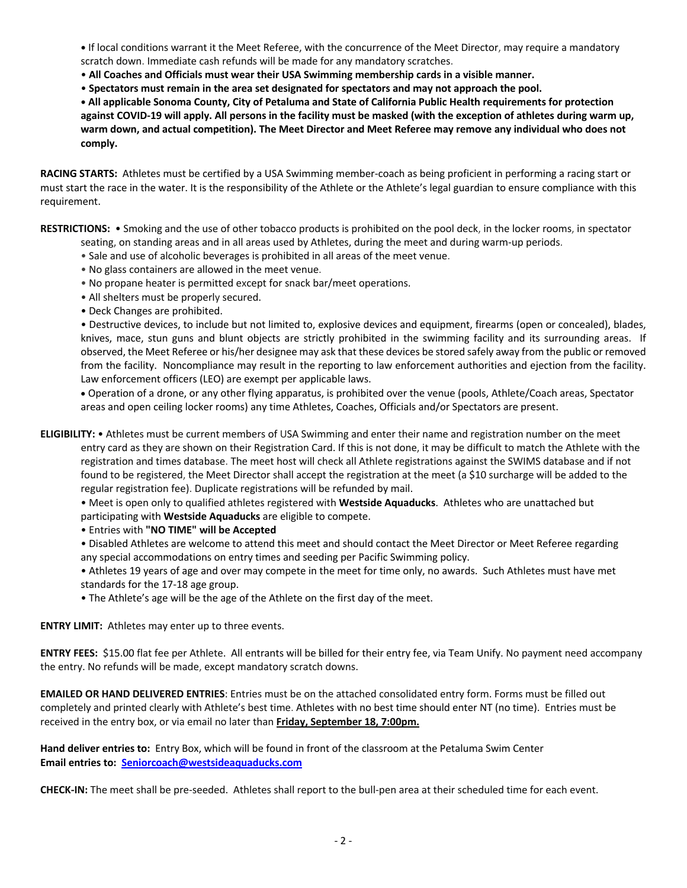- If local conditions warrant it the Meet Referee, with the concurrence of the Meet Director, may require a mandatory scratch down. Immediate cash refunds will be made for any mandatory scratches.
- **All Coaches and Officials must wear their USA Swimming membership cards in a visible manner.**
- **Spectators must remain in the area set designated for spectators and may not approach the pool.**
- **All applicable Sonoma County, City of Petaluma and State of California Public Health requirements for protection against COVID-19 will apply. All persons in the facility must be masked (with the exception of athletes during warm up, warm down, and actual competition). The Meet Director and Meet Referee may remove any individual who does not comply.**

**RACING STARTS:** Athletes must be certified by a USA Swimming member-coach as being proficient in performing a racing start or must start the race in the water. It is the responsibility of the Athlete or the Athlete's legal guardian to ensure compliance with this requirement.

**RESTRICTIONS:**

- Smoking and the use of other tobacco products is prohibited on the pool deck, in the locker rooms, in spectator seating, on standing areas and in all areas used by Athletes, during the meet and during warm-up periods.
- Sale and use of alcoholic beverages is prohibited in all areas of the meet venue.
- No glass containers are allowed in the meet venue.
- No propane heater is permitted except for snack bar/meet operations.
- All shelters must be properly secured.
- Deck Changes are prohibited.
- Destructive devices, to include but not limited to, explosive devices and equipment, firearms (open or concealed), blades, knives, mace, stun guns and blunt objects are strictly prohibited in the swimming facility and its surrounding areas. If observed, the Meet Referee or his/her designee may ask that these devices be stored safely away from the public or removed from the facility. Noncompliance may result in the reporting to law enforcement authorities and ejection from the facility. Law enforcement officers (LEO) are exempt per applicable laws.
- Operation of a drone, or any other flying apparatus, is prohibited over the venue (pools, Athlete/Coach areas, Spectator areas and open ceiling locker rooms) any time Athletes, Coaches, Officials and/or Spectators are present.

**ELIGIBILITY:**

- Athletes must be current members of USA Swimming and enter their name and registration number on the meet entry card as they are shown on their Registration Card. If this is not done, it may be difficult to match the Athlete with the registration and times database. The meet host will check all Athlete registrations against the SWIMS database and if not found to be registered, the Meet Director shall accept the registration at the meet (a $10 surcharge will be added to the regular registration fee). Duplicate registrations will be refunded by mail.
- Meet is open only to qualified athletes registered with **Westside Aquaducks**. Athletes who are unattached but participating with **Westside Aquaducks** are eligible to compete.
- Entries with **"NO TIME" will be Accepted**
- Disabled Athletes are welcome to attend this meet and should contact the Meet Director or Meet Referee regarding any special accommodations on entry times and seeding per Pacific Swimming policy.
- Athletes 19 years of age and over may compete in the meet for time only, no awards. Such Athletes must have met standards for the 17-18 age group.
- The Athlete's age will be the age of the Athlete on the first day of the meet.

**ENTRY LIMIT:** Athletes may enter up to three events.

**ENTRY FEES:** $15.00 flat fee per Athlete. All entrants will be billed for their entry fee, via Team Unify. No payment need accompany the entry. No refunds will be made, except mandatory scratch downs.

**EMAILED OR HAND DELIVERED ENTRIES**: Entries must be on the attached consolidated entry form. Forms must be filled out completely and printed clearly with Athlete's best time. Athletes with no best time should enter NT (no time). Entries must be received in the entry box, or via email no later than **Friday, September 18, 7:00pm.**

**Hand deliver entries to:** Entry Box, which will be found in front of the classroom at the Petaluma Swim Center
**Email entries to: Seniorcoach@westsideaquaducks.com**

**CHECK-IN:** The meet shall be pre-seeded. Athletes shall report to the bull-pen area at their scheduled time for each event.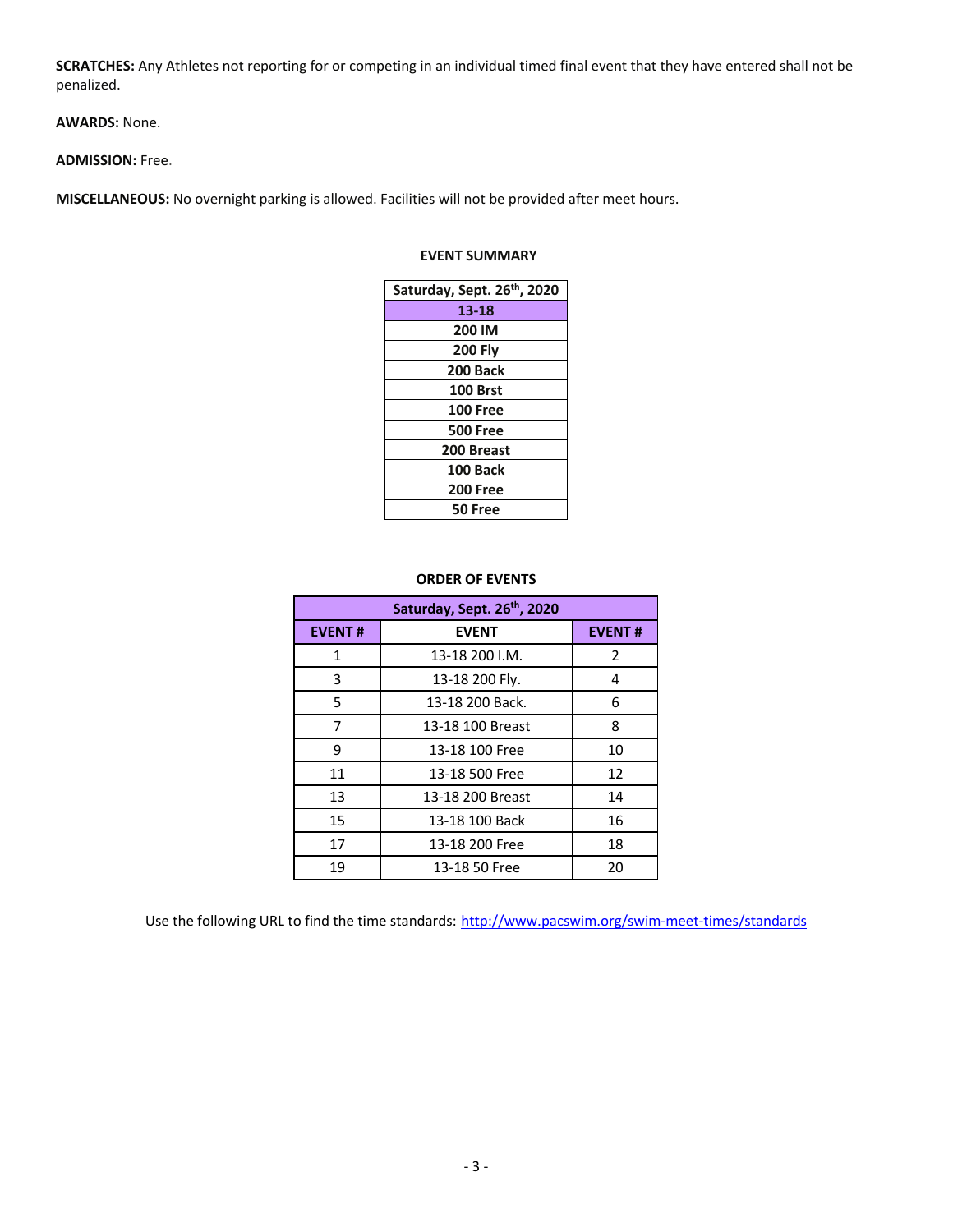**SCRATCHES:** Any Athletes not reporting for or competing in an individual timed final event that they have entered shall not be penalized.

**AWARDS:** None.

**ADMISSION:** Free.

**MISCELLANEOUS:** No overnight parking is allowed. Facilities will not be provided after meet hours.

**EVENT SUMMARY**

| Saturday, Sept. 26th, 2020 |
|---|
| **13-18** |
| **200 IM** |
| **200 Fly** |
| **200 Back** |
| **100 Brst** |
| **100 Free** |
| **500 Free** |
| **200 Breast** |
| **100 Back** |
| **200 Free** |
| **50 Free** |

**ORDER OF EVENTS**

| Saturday, Sept. 26th, 2020 | | |
|---|---|---|
| **EVENT #** | **EVENT** | **EVENT #** |
| 1 | 13-18 200 I.M. | 2 |
| 3 | 13-18 200 Fly. | 4 |
| 5 | 13-18 200 Back. | 6 |
| 7 | 13-18 100 Breast | 8 |
| 9 | 13-18 100 Free | 10 |
| 11 | 13-18 500 Free | 12 |
| 13 | 13-18 200 Breast | 14 |
| 15 | 13-18 100 Back | 16 |
| 17 | 13-18 200 Free | 18 |
| 19 | 13-18 50 Free | 20 |

Use the following URL to find the time standards: http://www.pacswim.org/swim-meet-times/standards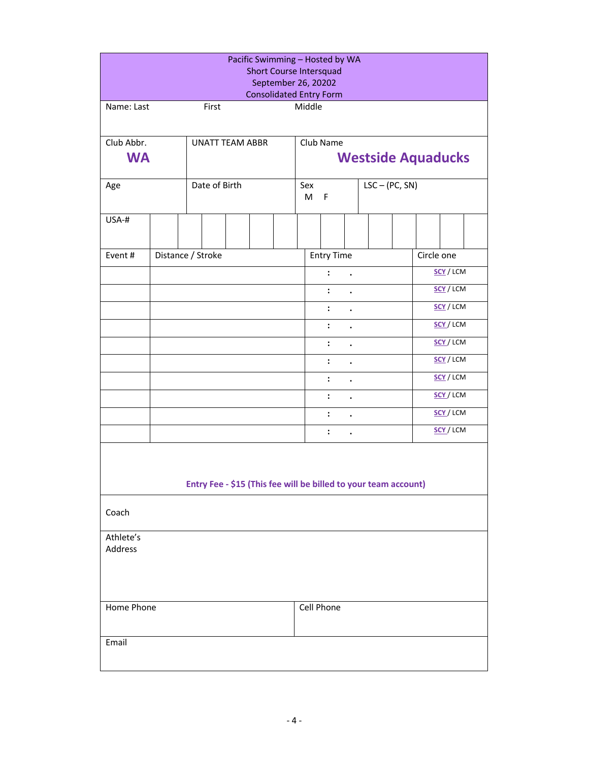Pacific Swimming – Hosted by WA
Short Course Intersquad
September 26, 20202
Consolidated Entry Form

| | | | |
|---|---|---|---|
| Name: Last | First | Middle | |
| Club Abbr. **WA** | UNATT TEAM ABBR | Club Name **Westside Aquaducks** | |
| Age | Date of Birth | Sex M F | LSC – (PC, SN) |
| USA-# | | | |

| Event # | Distance / Stroke | Entry Time | Circle one |
|---|---|---|---|
| | | : . | SCY / LCM |
| | | : . | SCY / LCM |
| | | : . | SCY / LCM |
| | | : . | SCY / LCM |
| | | : . | SCY / LCM |
| | | : . | SCY / LCM |
| | | : . | SCY / LCM |
| | | : . | SCY / LCM |
| | | : . | SCY / LCM |
| | | : . | SCY / LCM |

**Entry Fee - $15 (This fee will be billed to your team account)**

| | |
|---|---|
| Coach | |
| Athlete's Address | |
| Home Phone | Cell Phone |
| Email | |